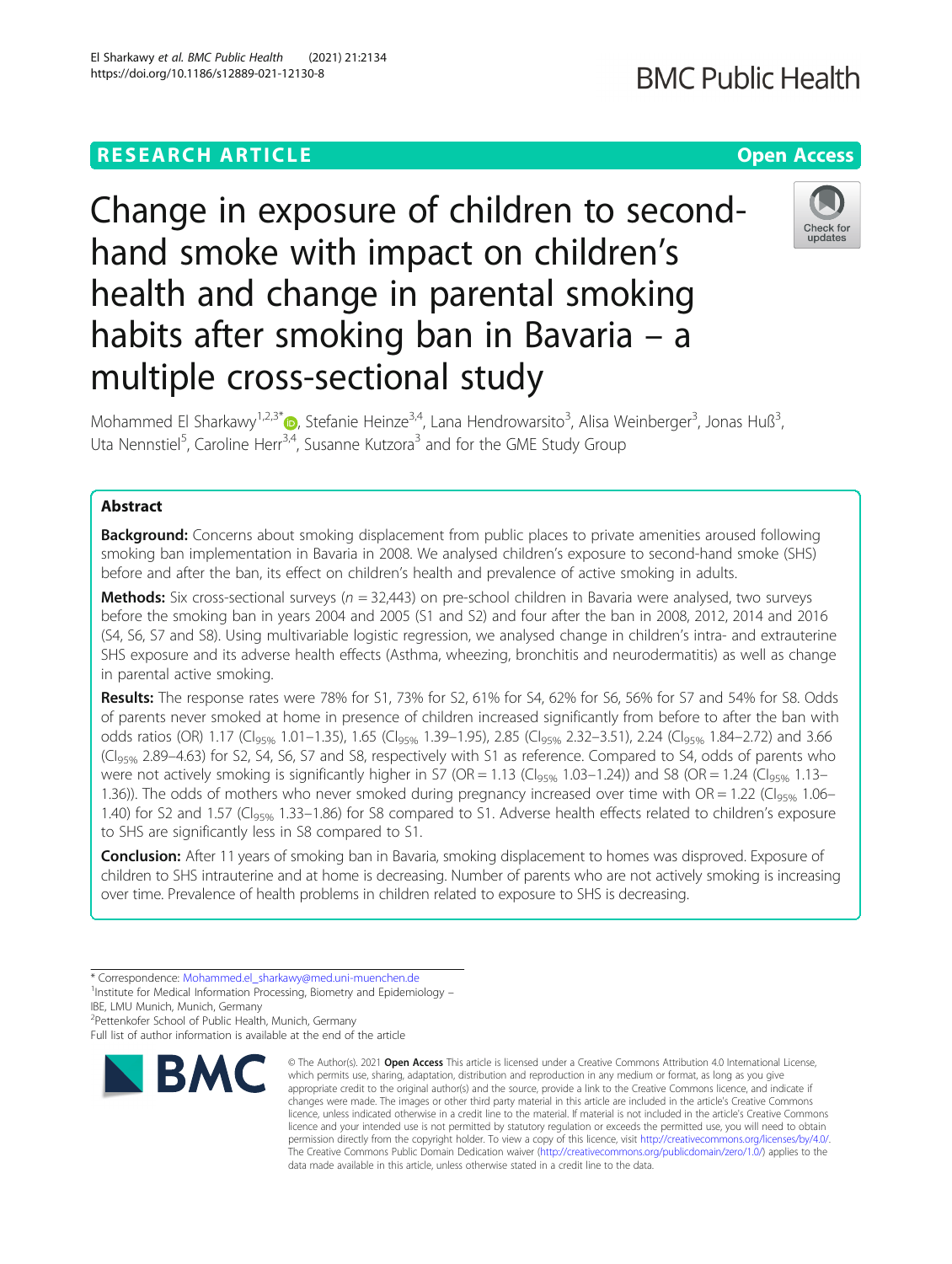# Change in exposure of children to second-hand smoke with impact on children's health and change in parental smoking habits after smoking ban in Bavaria – a multiple cross-sectional study

Mohammed El Sharkawy[1,2,3*], Stefanie Heinze[3,4], Lana Hendrowarsito[3], Alisa Weinberger[3], Jonas Huß[3], Uta Nennstiel[5], Caroline Herr[3,4], Susanne Kutzora[3] and for the GME Study Group

## Abstract

**Background:** Concerns about smoking displacement from public places to private amenities aroused following smoking ban implementation in Bavaria in 2008. We analysed children's exposure to second-hand smoke (SHS) before and after the ban, its effect on children's health and prevalence of active smoking in adults.

**Methods:** Six cross-sectional surveys ($n = 32{,}443$) on pre-school children in Bavaria were analysed, two surveys before the smoking ban in years 2004 and 2005 (S1 and S2) and four after the ban in 2008, 2012, 2014 and 2016 (S4, S6, S7 and S8). Using multivariable logistic regression, we analysed change in children's intra- and extrauterine SHS exposure and its adverse health effects (Asthma, wheezing, bronchitis and neurodermatitis) as well as change in parental active smoking.

**Results:** The response rates were 78% for S1, 73% for S2, 61% for S4, 62% for S6, 56% for S7 and 54% for S8. Odds of parents never smoked at home in presence of children increased significantly from before to after the ban with odds ratios (OR) 1.17 ($CI_{95\%}$ 1.01–1.35), 1.65 ($CI_{95\%}$ 1.39–1.95), 2.85 ($CI_{95\%}$ 2.32–3.51), 2.24 ($CI_{95\%}$ 1.84–2.72) and 3.66 ($CI_{95\%}$ 2.89–4.63) for S2, S4, S6, S7 and S8, respectively with S1 as reference. Compared to S4, odds of parents who were not actively smoking is significantly higher in S7 (OR = 1.13 ($CI_{95\%}$ 1.03–1.24)) and S8 (OR = 1.24 ($CI_{95\%}$ 1.13–1.36)). The odds of mothers who never smoked during pregnancy increased over time with OR = 1.22 ($CI_{95\%}$ 1.06–1.40) for S2 and 1.57 ($CI_{95\%}$ 1.33–1.86) for S8 compared to S1. Adverse health effects related to children's exposure to SHS are significantly less in S8 compared to S1.

**Conclusion:** After 11 years of smoking ban in Bavaria, smoking displacement to homes was disproved. Exposure of children to SHS intrauterine and at home is decreasing. Number of parents who are not actively smoking is increasing over time. Prevalence of health problems in children related to exposure to SHS is decreasing.

\* Correspondence: Mohammed.el_sharkawy@med.uni-muenchen.de
[1]Institute for Medical Information Processing, Biometry and Epidemiology – IBE, LMU Munich, Munich, Germany
[2]Pettenkofer School of Public Health, Munich, Germany
Full list of author information is available at the end of the article

© The Author(s). 2021 **Open Access** This article is licensed under a Creative Commons Attribution 4.0 International License, which permits use, sharing, adaptation, distribution and reproduction in any medium or format, as long as you give appropriate credit to the original author(s) and the source, provide a link to the Creative Commons licence, and indicate if changes were made. The images or other third party material in this article are included in the article's Creative Commons licence, unless indicated otherwise in a credit line to the material. If material is not included in the article's Creative Commons licence and your intended use is not permitted by statutory regulation or exceeds the permitted use, you will need to obtain permission directly from the copyright holder. To view a copy of this licence, visit http://creativecommons.org/licenses/by/4.0/. The Creative Commons Public Domain Dedication waiver (http://creativecommons.org/publicdomain/zero/1.0/) applies to the data made available in this article, unless otherwise stated in a credit line to the data.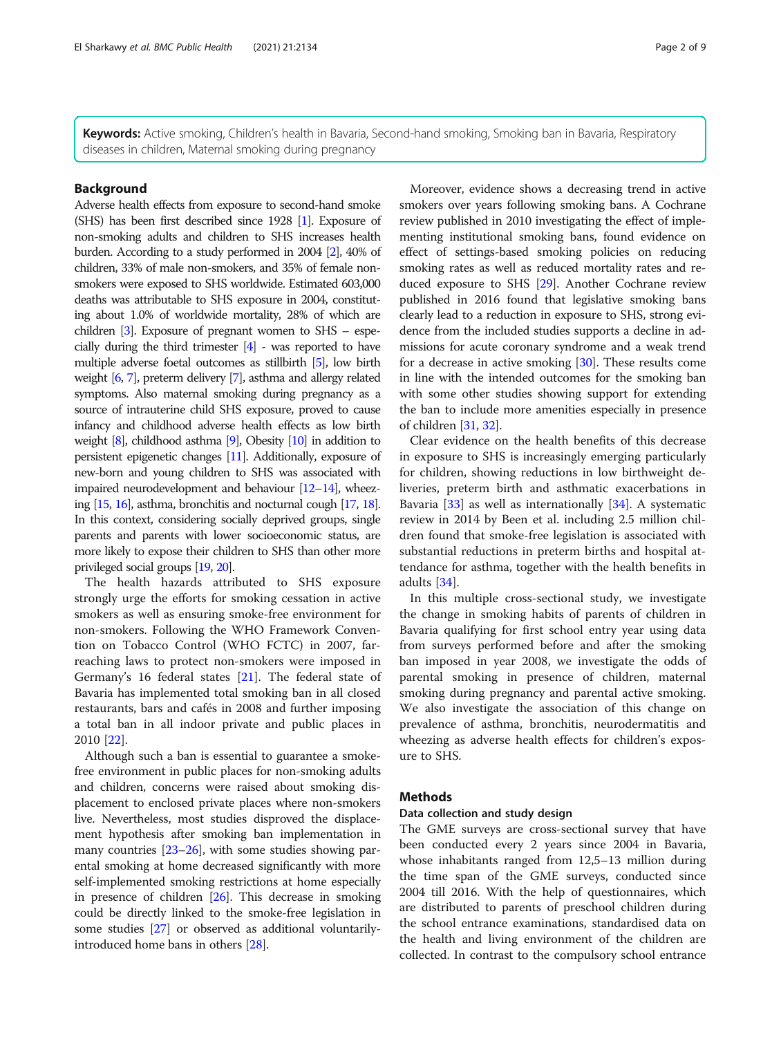**Keywords:** Active smoking, Children's health in Bavaria, Second-hand smoking, Smoking ban in Bavaria, Respiratory diseases in children, Maternal smoking during pregnancy

## Background

Adverse health effects from exposure to second-hand smoke (SHS) has been first described since 1928 [1]. Exposure of non-smoking adults and children to SHS increases health burden. According to a study performed in 2004 [2], 40% of children, 33% of male non-smokers, and 35% of female non-smokers were exposed to SHS worldwide. Estimated 603,000 deaths was attributable to SHS exposure in 2004, constituting about 1.0% of worldwide mortality, 28% of which are children [3]. Exposure of pregnant women to SHS – especially during the third trimester [4] - was reported to have multiple adverse foetal outcomes as stillbirth [5], low birth weight [6, 7], preterm delivery [7], asthma and allergy related symptoms. Also maternal smoking during pregnancy as a source of intrauterine child SHS exposure, proved to cause infancy and childhood adverse health effects as low birth weight [8], childhood asthma [9], Obesity [10] in addition to persistent epigenetic changes [11]. Additionally, exposure of new-born and young children to SHS was associated with impaired neurodevelopment and behaviour [12–14], wheezing [15, 16], asthma, bronchitis and nocturnal cough [17, 18]. In this context, considering socially deprived groups, single parents and parents with lower socioeconomic status, are more likely to expose their children to SHS than other more privileged social groups [19, 20].

The health hazards attributed to SHS exposure strongly urge the efforts for smoking cessation in active smokers as well as ensuring smoke-free environment for non-smokers. Following the WHO Framework Convention on Tobacco Control (WHO FCTC) in 2007, far-reaching laws to protect non-smokers were imposed in Germany's 16 federal states [21]. The federal state of Bavaria has implemented total smoking ban in all closed restaurants, bars and cafés in 2008 and further imposing a total ban in all indoor private and public places in 2010 [22].

Although such a ban is essential to guarantee a smoke-free environment in public places for non-smoking adults and children, concerns were raised about smoking displacement to enclosed private places where non-smokers live. Nevertheless, most studies disproved the displacement hypothesis after smoking ban implementation in many countries [23–26], with some studies showing parental smoking at home decreased significantly with more self-implemented smoking restrictions at home especially in presence of children [26]. This decrease in smoking could be directly linked to the smoke-free legislation in some studies [27] or observed as additional voluntarily-introduced home bans in others [28].

Moreover, evidence shows a decreasing trend in active smokers over years following smoking bans. A Cochrane review published in 2010 investigating the effect of implementing institutional smoking bans, found evidence on effect of settings-based smoking policies on reducing smoking rates as well as reduced mortality rates and reduced exposure to SHS [29]. Another Cochrane review published in 2016 found that legislative smoking bans clearly lead to a reduction in exposure to SHS, strong evidence from the included studies supports a decline in admissions for acute coronary syndrome and a weak trend for a decrease in active smoking [30]. These results come in line with the intended outcomes for the smoking ban with some other studies showing support for extending the ban to include more amenities especially in presence of children [31, 32].

Clear evidence on the health benefits of this decrease in exposure to SHS is increasingly emerging particularly for children, showing reductions in low birthweight deliveries, preterm birth and asthmatic exacerbations in Bavaria [33] as well as internationally [34]. A systematic review in 2014 by Been et al. including 2.5 million children found that smoke-free legislation is associated with substantial reductions in preterm births and hospital attendance for asthma, together with the health benefits in adults [34].

In this multiple cross-sectional study, we investigate the change in smoking habits of parents of children in Bavaria qualifying for first school entry year using data from surveys performed before and after the smoking ban imposed in year 2008, we investigate the odds of parental smoking in presence of children, maternal smoking during pregnancy and parental active smoking. We also investigate the association of this change on prevalence of asthma, bronchitis, neurodermatitis and wheezing as adverse health effects for children's exposure to SHS.

## Methods

### Data collection and study design

The GME surveys are cross-sectional survey that have been conducted every 2 years since 2004 in Bavaria, whose inhabitants ranged from 12,5–13 million during the time span of the GME surveys, conducted since 2004 till 2016. With the help of questionnaires, which are distributed to parents of preschool children during the school entrance examinations, standardised data on the health and living environment of the children are collected. In contrast to the compulsory school entrance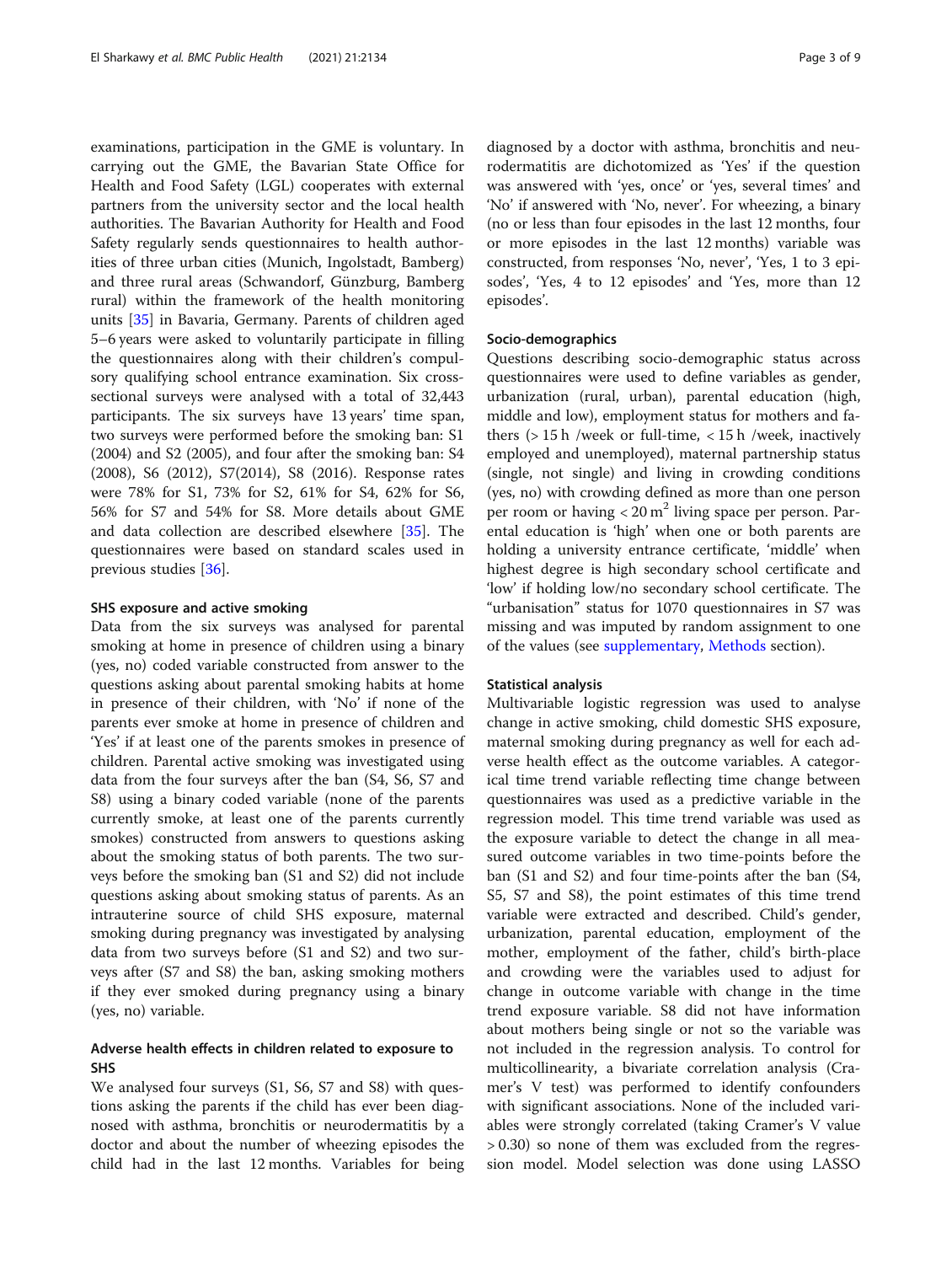examinations, participation in the GME is voluntary. In carrying out the GME, the Bavarian State Office for Health and Food Safety (LGL) cooperates with external partners from the university sector and the local health authorities. The Bavarian Authority for Health and Food Safety regularly sends questionnaires to health authorities of three urban cities (Munich, Ingolstadt, Bamberg) and three rural areas (Schwandorf, Günzburg, Bamberg rural) within the framework of the health monitoring units [35] in Bavaria, Germany. Parents of children aged 5–6 years were asked to voluntarily participate in filling the questionnaires along with their children's compulsory qualifying school entrance examination. Six cross-sectional surveys were analysed with a total of 32,443 participants. The six surveys have 13 years' time span, two surveys were performed before the smoking ban: S1 (2004) and S2 (2005), and four after the smoking ban: S4 (2008), S6 (2012), S7(2014), S8 (2016). Response rates were 78% for S1, 73% for S2, 61% for S4, 62% for S6, 56% for S7 and 54% for S8. More details about GME and data collection are described elsewhere [35]. The questionnaires were based on standard scales used in previous studies [36].

### SHS exposure and active smoking

Data from the six surveys was analysed for parental smoking at home in presence of children using a binary (yes, no) coded variable constructed from answer to the questions asking about parental smoking habits at home in presence of their children, with 'No' if none of the parents ever smoke at home in presence of children and 'Yes' if at least one of the parents smokes in presence of children. Parental active smoking was investigated using data from the four surveys after the ban (S4, S6, S7 and S8) using a binary coded variable (none of the parents currently smoke, at least one of the parents currently smokes) constructed from answers to questions asking about the smoking status of both parents. The two surveys before the smoking ban (S1 and S2) did not include questions asking about smoking status of parents. As an intrauterine source of child SHS exposure, maternal smoking during pregnancy was investigated by analysing data from two surveys before (S1 and S2) and two surveys after (S7 and S8) the ban, asking smoking mothers if they ever smoked during pregnancy using a binary (yes, no) variable.

### Adverse health effects in children related to exposure to SHS

We analysed four surveys (S1, S6, S7 and S8) with questions asking the parents if the child has ever been diagnosed with asthma, bronchitis or neurodermatitis by a doctor and about the number of wheezing episodes the child had in the last 12 months. Variables for being diagnosed by a doctor with asthma, bronchitis and neurodermatitis are dichotomized as 'Yes' if the question was answered with 'yes, once' or 'yes, several times' and 'No' if answered with 'No, never'. For wheezing, a binary (no or less than four episodes in the last 12 months, four or more episodes in the last 12 months) variable was constructed, from responses 'No, never', 'Yes, 1 to 3 episodes', 'Yes, 4 to 12 episodes' and 'Yes, more than 12 episodes'.

### Socio-demographics

Questions describing socio-demographic status across questionnaires were used to define variables as gender, urbanization (rural, urban), parental education (high, middle and low), employment status for mothers and fathers (> 15 h /week or full-time, < 15 h /week, inactively employed and unemployed), maternal partnership status (single, not single) and living in crowding conditions (yes, no) with crowding defined as more than one person per room or having < 20 $m^2$ living space per person. Parental education is 'high' when one or both parents are holding a university entrance certificate, 'middle' when highest degree is high secondary school certificate and 'low' if holding low/no secondary school certificate. The "urbanisation" status for 1070 questionnaires in S7 was missing and was imputed by random assignment to one of the values (see supplementary, Methods section).

### Statistical analysis

Multivariable logistic regression was used to analyse change in active smoking, child domestic SHS exposure, maternal smoking during pregnancy as well for each adverse health effect as the outcome variables. A categorical time trend variable reflecting time change between questionnaires was used as a predictive variable in the regression model. This time trend variable was used as the exposure variable to detect the change in all measured outcome variables in two time-points before the ban (S1 and S2) and four time-points after the ban (S4, S5, S7 and S8), the point estimates of this time trend variable were extracted and described. Child's gender, urbanization, parental education, employment of the mother, employment of the father, child's birth-place and crowding were the variables used to adjust for change in outcome variable with change in the time trend exposure variable. S8 did not have information about mothers being single or not so the variable was not included in the regression analysis. To control for multicollinearity, a bivariate correlation analysis (Cramer's V test) was performed to identify confounders with significant associations. None of the included variables were strongly correlated (taking Cramer's V value > 0.30) so none of them was excluded from the regression model. Model selection was done using LASSO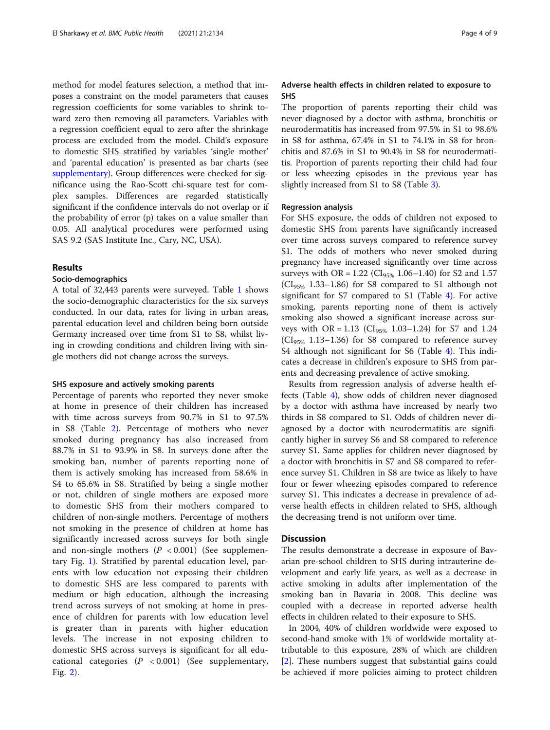method for model features selection, a method that imposes a constraint on the model parameters that causes regression coefficients for some variables to shrink toward zero then removing all parameters. Variables with a regression coefficient equal to zero after the shrinkage process are excluded from the model. Child's exposure to domestic SHS stratified by variables 'single mother' and 'parental education' is presented as bar charts (see supplementary). Group differences were checked for significance using the Rao-Scott chi-square test for complex samples. Differences are regarded statistically significant if the confidence intervals do not overlap or if the probability of error (p) takes on a value smaller than 0.05. All analytical procedures were performed using SAS 9.2 (SAS Institute Inc., Cary, NC, USA).

## Results

### Socio-demographics

A total of 32,443 parents were surveyed. Table 1 shows the socio-demographic characteristics for the six surveys conducted. In our data, rates for living in urban areas, parental education level and children being born outside Germany increased over time from S1 to S8, whilst living in crowding conditions and children living with single mothers did not change across the surveys.

### SHS exposure and actively smoking parents

Percentage of parents who reported they never smoke at home in presence of their children has increased with time across surveys from 90.7% in S1 to 97.5% in S8 (Table 2). Percentage of mothers who never smoked during pregnancy has also increased from 88.7% in S1 to 93.9% in S8. In surveys done after the smoking ban, number of parents reporting none of them is actively smoking has increased from 58.6% in S4 to 65.6% in S8. Stratified by being a single mother or not, children of single mothers are exposed more to domestic SHS from their mothers compared to children of non-single mothers. Percentage of mothers not smoking in the presence of children at home has significantly increased across surveys for both single and non-single mothers ($P < 0.001$) (See supplementary Fig. 1). Stratified by parental education level, parents with low education not exposing their children to domestic SHS are less compared to parents with medium or high education, although the increasing trend across surveys of not smoking at home in presence of children for parents with low education level is greater than in parents with higher education levels. The increase in not exposing children to domestic SHS across surveys is significant for all educational categories ($P < 0.001$) (See supplementary, Fig. 2).

### Adverse health effects in children related to exposure to SHS

The proportion of parents reporting their child was never diagnosed by a doctor with asthma, bronchitis or neurodermatitis has increased from 97.5% in S1 to 98.6% in S8 for asthma, 67.4% in S1 to 74.1% in S8 for bronchitis and 87.6% in S1 to 90.4% in S8 for neurodermatitis. Proportion of parents reporting their child had four or less wheezing episodes in the previous year has slightly increased from S1 to S8 (Table 3).

### Regression analysis

For SHS exposure, the odds of children not exposed to domestic SHS from parents have significantly increased over time across surveys compared to reference survey S1. The odds of mothers who never smoked during pregnancy have increased significantly over time across surveys with OR = 1.22 ($CI_{95\%}$ 1.06–1.40) for S2 and 1.57 ($CI_{95\%}$ 1.33–1.86) for S8 compared to S1 although not significant for S7 compared to S1 (Table 4). For active smoking, parents reporting none of them is actively smoking also showed a significant increase across surveys with OR = 1.13 ($CI_{95\%}$ 1.03–1.24) for S7 and 1.24 ($CI_{95\%}$ 1.13–1.36) for S8 compared to reference survey S4 although not significant for S6 (Table 4). This indicates a decrease in children's exposure to SHS from parents and decreasing prevalence of active smoking.

Results from regression analysis of adverse health effects (Table 4), show odds of children never diagnosed by a doctor with asthma have increased by nearly two thirds in S8 compared to S1. Odds of children never diagnosed by a doctor with neurodermatitis are significantly higher in survey S6 and S8 compared to reference survey S1. Same applies for children never diagnosed by a doctor with bronchitis in S7 and S8 compared to reference survey S1. Children in S8 are twice as likely to have four or fewer wheezing episodes compared to reference survey S1. This indicates a decrease in prevalence of adverse health effects in children related to SHS, although the decreasing trend is not uniform over time.

## Discussion

The results demonstrate a decrease in exposure of Bavarian pre-school children to SHS during intrauterine development and early life years, as well as a decrease in active smoking in adults after implementation of the smoking ban in Bavaria in 2008. This decline was coupled with a decrease in reported adverse health effects in children related to their exposure to SHS.

In 2004, 40% of children worldwide were exposed to second-hand smoke with 1% of worldwide mortality attributable to this exposure, 28% of which are children [2]. These numbers suggest that substantial gains could be achieved if more policies aiming to protect children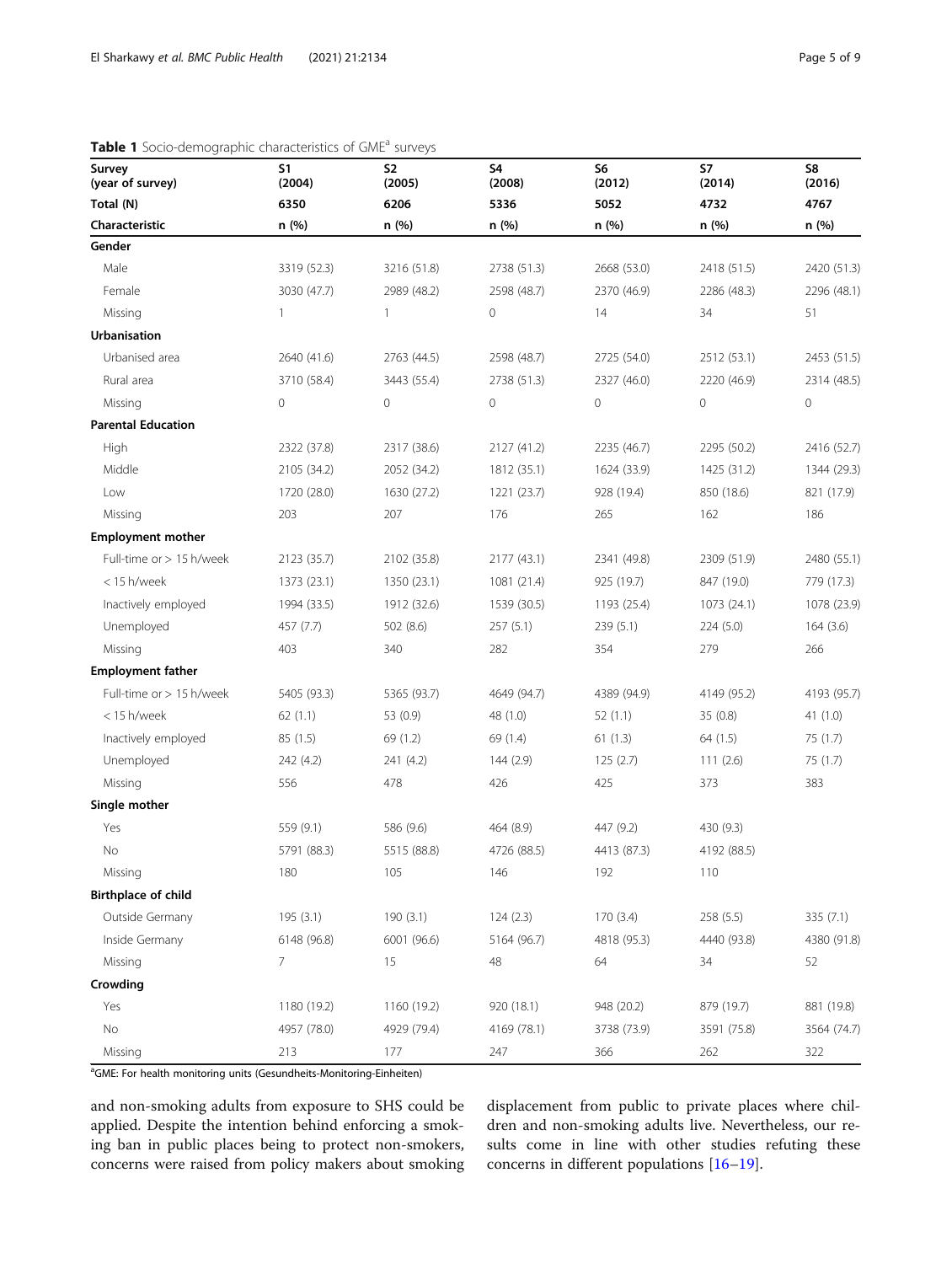**Table 1** Socio-demographic characteristics of GME[a] surveys

| Survey (year of survey) | S1 (2004) | S2 (2005) | S4 (2008) | S6 (2012) | S7 (2014) | S8 (2016) |
|---|---|---|---|---|---|---|
| Total (N) | 6350 | 6206 | 5336 | 5052 | 4732 | 4767 |
| Characteristic | n (%) | n (%) | n (%) | n (%) | n (%) | n (%) |
| **Gender** | | | | | | |
| Male | 3319 (52.3) | 3216 (51.8) | 2738 (51.3) | 2668 (53.0) | 2418 (51.5) | 2420 (51.3) |
| Female | 3030 (47.7) | 2989 (48.2) | 2598 (48.7) | 2370 (46.9) | 2286 (48.3) | 2296 (48.1) |
| Missing | 1 | 1 | 0 | 14 | 34 | 51 |
| **Urbanisation** | | | | | | |
| Urbanised area | 2640 (41.6) | 2763 (44.5) | 2598 (48.7) | 2725 (54.0) | 2512 (53.1) | 2453 (51.5) |
| Rural area | 3710 (58.4) | 3443 (55.4) | 2738 (51.3) | 2327 (46.0) | 2220 (46.9) | 2314 (48.5) |
| Missing | 0 | 0 | 0 | 0 | 0 | 0 |
| **Parental Education** | | | | | | |
| High | 2322 (37.8) | 2317 (38.6) | 2127 (41.2) | 2235 (46.7) | 2295 (50.2) | 2416 (52.7) |
| Middle | 2105 (34.2) | 2052 (34.2) | 1812 (35.1) | 1624 (33.9) | 1425 (31.2) | 1344 (29.3) |
| Low | 1720 (28.0) | 1630 (27.2) | 1221 (23.7) | 928 (19.4) | 850 (18.6) | 821 (17.9) |
| Missing | 203 | 207 | 176 | 265 | 162 | 186 |
| **Employment mother** | | | | | | |
| Full-time or > 15 h/week | 2123 (35.7) | 2102 (35.8) | 2177 (43.1) | 2341 (49.8) | 2309 (51.9) | 2480 (55.1) |
| < 15 h/week | 1373 (23.1) | 1350 (23.1) | 1081 (21.4) | 925 (19.7) | 847 (19.0) | 779 (17.3) |
| Inactively employed | 1994 (33.5) | 1912 (32.6) | 1539 (30.5) | 1193 (25.4) | 1073 (24.1) | 1078 (23.9) |
| Unemployed | 457 (7.7) | 502 (8.6) | 257 (5.1) | 239 (5.1) | 224 (5.0) | 164 (3.6) |
| Missing | 403 | 340 | 282 | 354 | 279 | 266 |
| **Employment father** | | | | | | |
| Full-time or > 15 h/week | 5405 (93.3) | 5365 (93.7) | 4649 (94.7) | 4389 (94.9) | 4149 (95.2) | 4193 (95.7) |
| < 15 h/week | 62 (1.1) | 53 (0.9) | 48 (1.0) | 52 (1.1) | 35 (0.8) | 41 (1.0) |
| Inactively employed | 85 (1.5) | 69 (1.2) | 69 (1.4) | 61 (1.3) | 64 (1.5) | 75 (1.7) |
| Unemployed | 242 (4.2) | 241 (4.2) | 144 (2.9) | 125 (2.7) | 111 (2.6) | 75 (1.7) |
| Missing | 556 | 478 | 426 | 425 | 373 | 383 |
| **Single mother** | | | | | | |
| Yes | 559 (9.1) | 586 (9.6) | 464 (8.9) | 447 (9.2) | 430 (9.3) | |
| No | 5791 (88.3) | 5515 (88.8) | 4726 (88.5) | 4413 (87.3) | 4192 (88.5) | |
| Missing | 180 | 105 | 146 | 192 | 110 | |
| **Birthplace of child** | | | | | | |
| Outside Germany | 195 (3.1) | 190 (3.1) | 124 (2.3) | 170 (3.4) | 258 (5.5) | 335 (7.1) |
| Inside Germany | 6148 (96.8) | 6001 (96.6) | 5164 (96.7) | 4818 (95.3) | 4440 (93.8) | 4380 (91.8) |
| Missing | 7 | 15 | 48 | 64 | 34 | 52 |
| **Crowding** | | | | | | |
| Yes | 1180 (19.2) | 1160 (19.2) | 920 (18.1) | 948 (20.2) | 879 (19.7) | 881 (19.8) |
| No | 4957 (78.0) | 4929 (79.4) | 4169 (78.1) | 3738 (73.9) | 3591 (75.8) | 3564 (74.7) |
| Missing | 213 | 177 | 247 | 366 | 262 | 322 |

[a]GME: For health monitoring units (Gesundheits-Monitoring-Einheiten)

and non-smoking adults from exposure to SHS could be applied. Despite the intention behind enforcing a smoking ban in public places being to protect non-smokers, concerns were raised from policy makers about smoking displacement from public to private places where children and non-smoking adults live. Nevertheless, our results come in line with other studies refuting these concerns in different populations [16–19].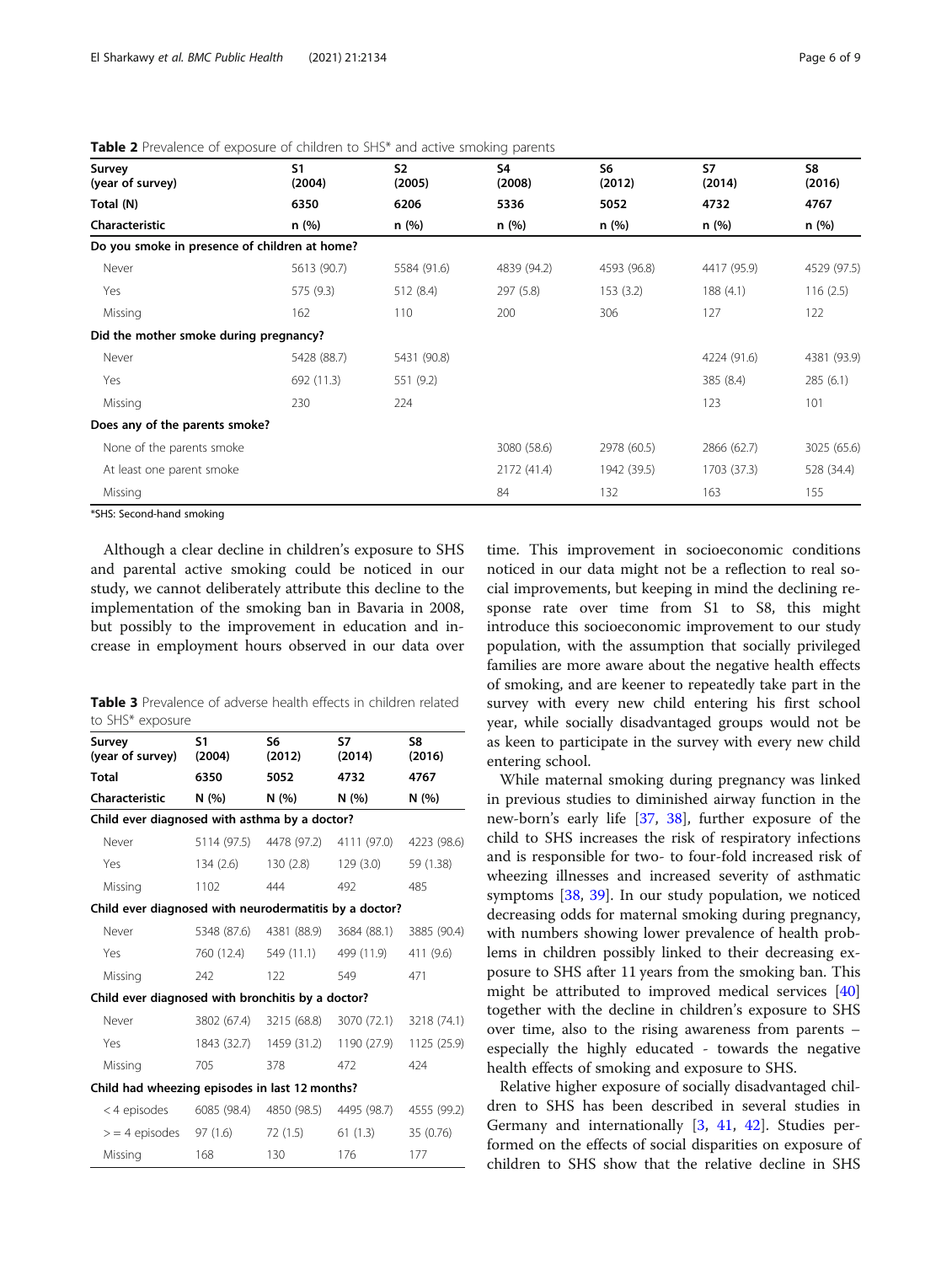**Table 2** Prevalence of exposure of children to SHS* and active smoking parents

| Survey (year of survey) | S1 (2004) | S2 (2005) | S4 (2008) | S6 (2012) | S7 (2014) | S8 (2016) |
|---|---|---|---|---|---|---|
| **Total (N)** | **6350** | **6206** | **5336** | **5052** | **4732** | **4767** |
| **Characteristic** | **n (%)** | **n (%)** | **n (%)** | **n (%)** | **n (%)** | **n (%)** |
| **Do you smoke in presence of children at home?** | | | | | | |
| Never | 5613 (90.7) | 5584 (91.6) | 4839 (94.2) | 4593 (96.8) | 4417 (95.9) | 4529 (97.5) |
| Yes | 575 (9.3) | 512 (8.4) | 297 (5.8) | 153 (3.2) | 188 (4.1) | 116 (2.5) |
| Missing | 162 | 110 | 200 | 306 | 127 | 122 |
| **Did the mother smoke during pregnancy?** | | | | | | |
| Never | 5428 (88.7) | 5431 (90.8) | | | 4224 (91.6) | 4381 (93.9) |
| Yes | 692 (11.3) | 551 (9.2) | | | 385 (8.4) | 285 (6.1) |
| Missing | 230 | 224 | | | 123 | 101 |
| **Does any of the parents smoke?** | | | | | | |
| None of the parents smoke | | | 3080 (58.6) | 2978 (60.5) | 2866 (62.7) | 3025 (65.6) |
| At least one parent smoke | | | 2172 (41.4) | 1942 (39.5) | 1703 (37.3) | 528 (34.4) |
| Missing | | | 84 | 132 | 163 | 155 |

*SHS: Second-hand smoking

Although a clear decline in children's exposure to SHS and parental active smoking could be noticed in our study, we cannot deliberately attribute this decline to the implementation of the smoking ban in Bavaria in 2008, but possibly to the improvement in education and increase in employment hours observed in our data over time. This improvement in socioeconomic conditions noticed in our data might not be a reflection to real social improvements, but keeping in mind the declining response rate over time from S1 to S8, this might introduce this socioeconomic improvement to our study population, with the assumption that socially privileged families are more aware about the negative health effects of smoking, and are keener to repeatedly take part in the survey with every new child entering his first school year, while socially disadvantaged groups would not be as keen to participate in the survey with every new child entering school.

**Table 3** Prevalence of adverse health effects in children related to SHS* exposure

| Survey (year of survey) | S1 (2004) | S6 (2012) | S7 (2014) | S8 (2016) |
|---|---|---|---|---|
| **Total** | **6350** | **5052** | **4732** | **4767** |
| **Characteristic** | **N (%)** | **N (%)** | **N (%)** | **N (%)** |
| **Child ever diagnosed with asthma by a doctor?** | | | | |
| Never | 5114 (97.5) | 4478 (97.2) | 4111 (97.0) | 4223 (98.6) |
| Yes | 134 (2.6) | 130 (2.8) | 129 (3.0) | 59 (1.38) |
| Missing | 1102 | 444 | 492 | 485 |
| **Child ever diagnosed with neurodermatitis by a doctor?** | | | | |
| Never | 5348 (87.6) | 4381 (88.9) | 3684 (88.1) | 3885 (90.4) |
| Yes | 760 (12.4) | 549 (11.1) | 499 (11.9) | 411 (9.6) |
| Missing | 242 | 122 | 549 | 471 |
| **Child ever diagnosed with bronchitis by a doctor?** | | | | |
| Never | 3802 (67.4) | 3215 (68.8) | 3070 (72.1) | 3218 (74.1) |
| Yes | 1843 (32.7) | 1459 (31.2) | 1190 (27.9) | 1125 (25.9) |
| Missing | 705 | 378 | 472 | 424 |
| **Child had wheezing episodes in last 12 months?** | | | | |
| < 4 episodes | 6085 (98.4) | 4850 (98.5) | 4495 (98.7) | 4555 (99.2) |
| > = 4 episodes | 97 (1.6) | 72 (1.5) | 61 (1.3) | 35 (0.76) |
| Missing | 168 | 130 | 176 | 177 |

While maternal smoking during pregnancy was linked in previous studies to diminished airway function in the new-born's early life [37, 38], further exposure of the child to SHS increases the risk of respiratory infections and is responsible for two- to four-fold increased risk of wheezing illnesses and increased severity of asthmatic symptoms [38, 39]. In our study population, we noticed decreasing odds for maternal smoking during pregnancy, with numbers showing lower prevalence of health problems in children possibly linked to their decreasing exposure to SHS after 11 years from the smoking ban. This might be attributed to improved medical services [40] together with the decline in children's exposure to SHS over time, also to the rising awareness from parents – especially the highly educated - towards the negative health effects of smoking and exposure to SHS.

Relative higher exposure of socially disadvantaged children to SHS has been described in several studies in Germany and internationally [3, 41, 42]. Studies performed on the effects of social disparities on exposure of children to SHS show that the relative decline in SHS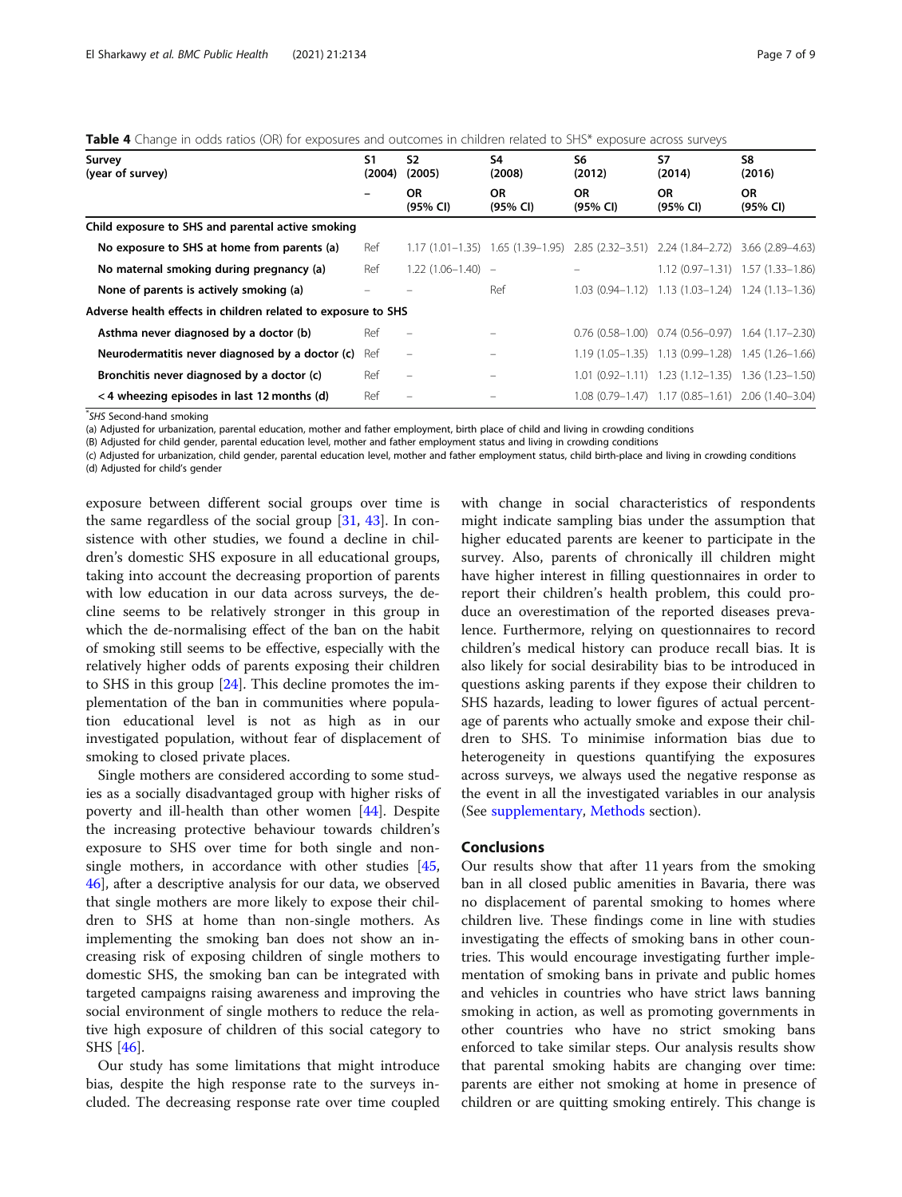**Table 4** Change in odds ratios (OR) for exposures and outcomes in children related to SHS* exposure across surveys

| Survey (year of survey) | S1 (2004) | S2 (2005) | S4 (2008) | S6 (2012) | S7 (2014) | S8 (2016) |
|---|---|---|---|---|---|---|
| | – | OR (95% CI) | OR (95% CI) | OR (95% CI) | OR (95% CI) | OR (95% CI) |
| **Child exposure to SHS and parental active smoking** | | | | | | |
| No exposure to SHS at home from parents (a) | Ref | 1.17 (1.01–1.35) | 1.65 (1.39–1.95) | 2.85 (2.32–3.51) | 2.24 (1.84–2.72) | 3.66 (2.89–4.63) |
| No maternal smoking during pregnancy (a) | Ref | 1.22 (1.06–1.40) | – | – | 1.12 (0.97–1.31) | 1.57 (1.33–1.86) |
| None of parents is actively smoking (a) | – | – | Ref | 1.03 (0.94–1.12) | 1.13 (1.03–1.24) | 1.24 (1.13–1.36) |
| **Adverse health effects in children related to exposure to SHS** | | | | | | |
| Asthma never diagnosed by a doctor (b) | Ref | – | – | 0.76 (0.58–1.00) | 0.74 (0.56–0.97) | 1.64 (1.17–2.30) |
| Neurodermatitis never diagnosed by a doctor (c) | Ref | – | – | 1.19 (1.05–1.35) | 1.13 (0.99–1.28) | 1.45 (1.26–1.66) |
| Bronchitis never diagnosed by a doctor (c) | Ref | – | – | 1.01 (0.92–1.11) | 1.23 (1.12–1.35) | 1.36 (1.23–1.50) |
| < 4 wheezing episodes in last 12 months (d) | Ref | – | – | 1.08 (0.79–1.47) | 1.17 (0.85–1.61) | 2.06 (1.40–3.04) |

*SHS Second-hand smoking

(a) Adjusted for urbanization, parental education, mother and father employment, birth place of child and living in crowding conditions

(B) Adjusted for child gender, parental education level, mother and father employment status and living in crowding conditions

(c) Adjusted for urbanization, child gender, parental education level, mother and father employment status, child birth-place and living in crowding conditions

(d) Adjusted for child's gender

exposure between different social groups over time is the same regardless of the social group [31, 43]. In consistence with other studies, we found a decline in children's domestic SHS exposure in all educational groups, taking into account the decreasing proportion of parents with low education in our data across surveys, the decline seems to be relatively stronger in this group in which the de-normalising effect of the ban on the habit of smoking still seems to be effective, especially with the relatively higher odds of parents exposing their children to SHS in this group [24]. This decline promotes the implementation of the ban in communities where population educational level is not as high as in our investigated population, without fear of displacement of smoking to closed private places.

Single mothers are considered according to some studies as a socially disadvantaged group with higher risks of poverty and ill-health than other women [44]. Despite the increasing protective behaviour towards children's exposure to SHS over time for both single and non-single mothers, in accordance with other studies [45, 46], after a descriptive analysis for our data, we observed that single mothers are more likely to expose their children to SHS at home than non-single mothers. As implementing the smoking ban does not show an increasing risk of exposing children of single mothers to domestic SHS, the smoking ban can be integrated with targeted campaigns raising awareness and improving the social environment of single mothers to reduce the relative high exposure of children of this social category to SHS [46].

Our study has some limitations that might introduce bias, despite the high response rate to the surveys included. The decreasing response rate over time coupled with change in social characteristics of respondents might indicate sampling bias under the assumption that higher educated parents are keener to participate in the survey. Also, parents of chronically ill children might have higher interest in filling questionnaires in order to report their children's health problem, this could produce an overestimation of the reported diseases prevalence. Furthermore, relying on questionnaires to record children's medical history can produce recall bias. It is also likely for social desirability bias to be introduced in questions asking parents if they expose their children to SHS hazards, leading to lower figures of actual percentage of parents who actually smoke and expose their children to SHS. To minimise information bias due to heterogeneity in questions quantifying the exposures across surveys, we always used the negative response as the event in all the investigated variables in our analysis (See supplementary, Methods section).

## Conclusions

Our results show that after 11 years from the smoking ban in all closed public amenities in Bavaria, there was no displacement of parental smoking to homes where children live. These findings come in line with studies investigating the effects of smoking bans in other countries. This would encourage investigating further implementation of smoking bans in private and public homes and vehicles in countries who have strict laws banning smoking in action, as well as promoting governments in other countries who have no strict smoking bans enforced to take similar steps. Our analysis results show that parental smoking habits are changing over time: parents are either not smoking at home in presence of children or are quitting smoking entirely. This change is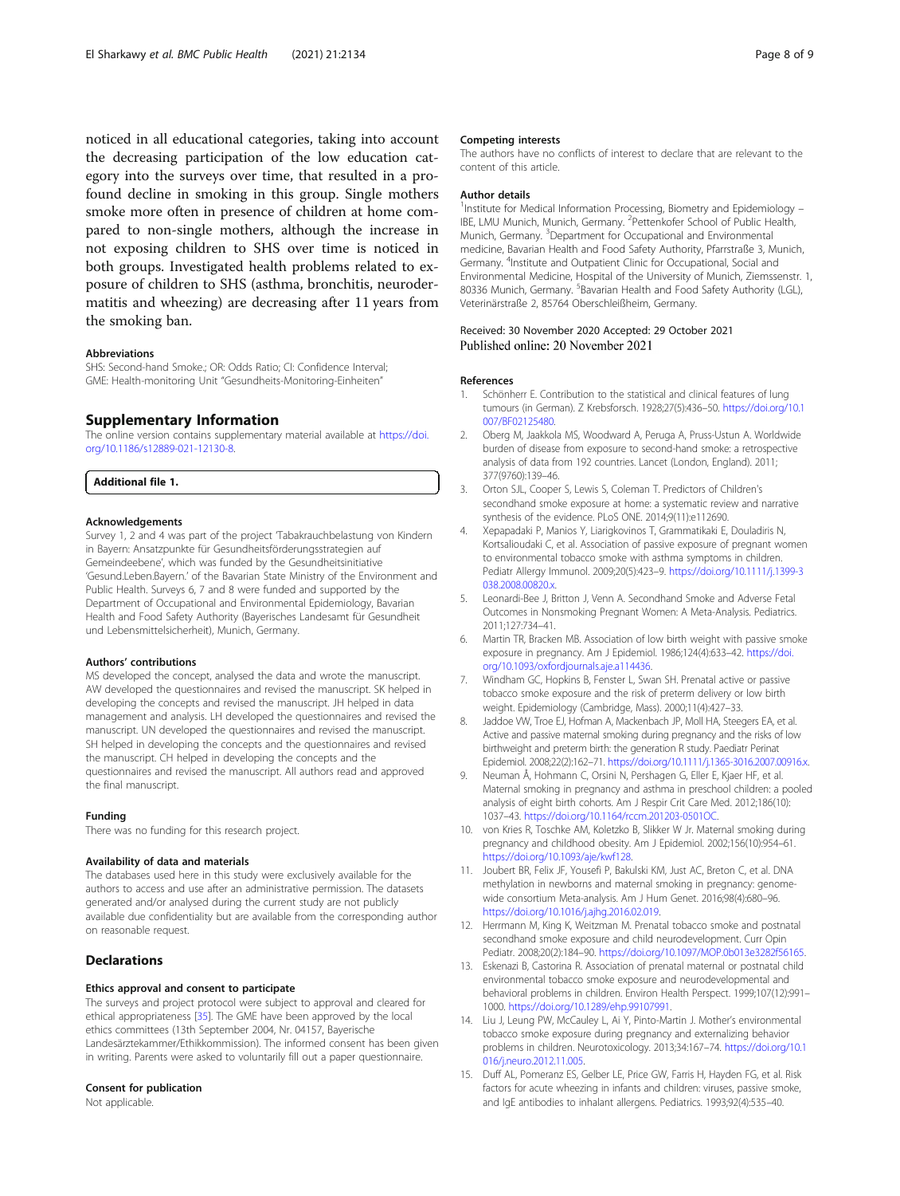noticed in all educational categories, taking into account the decreasing participation of the low education category into the surveys over time, that resulted in a profound decline in smoking in this group. Single mothers smoke more often in presence of children at home compared to non-single mothers, although the increase in not exposing children to SHS over time is noticed in both groups. Investigated health problems related to exposure of children to SHS (asthma, bronchitis, neurodermatitis and wheezing) are decreasing after 11 years from the smoking ban.

### Abbreviations

SHS: Second-hand Smoke.; OR: Odds Ratio; CI: Confidence Interval; GME: Health-monitoring Unit "Gesundheits-Monitoring-Einheiten"

## Supplementary Information

The online version contains supplementary material available at https://doi.org/10.1186/s12889-021-12130-8.

**Additional file 1.**

### Acknowledgements

Survey 1, 2 and 4 was part of the project 'Tabakrauchbelastung von Kindern in Bayern: Ansatzpunkte für Gesundheitsförderungsstrategien auf Gemeindeebene', which was funded by the Gesundheitsinitiative 'Gesund.Leben.Bayern.' of the Bavarian State Ministry of the Environment and Public Health. Surveys 6, 7 and 8 were funded and supported by the Department of Occupational and Environmental Epidemiology, Bavarian Health and Food Safety Authority (Bayerisches Landesamt für Gesundheit und Lebensmittelsicherheit), Munich, Germany.

### Authors' contributions

MS developed the concept, analysed the data and wrote the manuscript. AW developed the questionnaires and revised the manuscript. SK helped in developing the concepts and revised the manuscript. JH helped in data management and analysis. LH developed the questionnaires and revised the manuscript. UN developed the questionnaires and revised the manuscript. SH helped in developing the concepts and the questionnaires and revised the manuscript. CH helped in developing the concepts and the questionnaires and revised the manuscript. All authors read and approved the final manuscript.

### Funding

There was no funding for this research project.

### Availability of data and materials

The databases used here in this study were exclusively available for the authors to access and use after an administrative permission. The datasets generated and/or analysed during the current study are not publicly available due confidentiality but are available from the corresponding author on reasonable request.

## Declarations

### Ethics approval and consent to participate

The surveys and project protocol were subject to approval and cleared for ethical appropriateness [35]. The GME have been approved by the local ethics committees (13th September 2004, Nr. 04157, Bayerische Landesärztekammer/Ethikkommission). The informed consent has been given in writing. Parents were asked to voluntarily fill out a paper questionnaire.

### Consent for publication

Not applicable.

### Competing interests

The authors have no conflicts of interest to declare that are relevant to the content of this article.

### Author details

[1]Institute for Medical Information Processing, Biometry and Epidemiology – IBE, LMU Munich, Munich, Germany. [2]Pettenkofer School of Public Health, Munich, Germany. [3]Department for Occupational and Environmental medicine, Bavarian Health and Food Safety Authority, Pfarrstraße 3, Munich, Germany. [4]Institute and Outpatient Clinic for Occupational, Social and Environmental Medicine, Hospital of the University of Munich, Ziemssenstr. 1, 80336 Munich, Germany. [5]Bavarian Health and Food Safety Authority (LGL), Veterinärstraße 2, 85764 Oberschleißheim, Germany.

Received: 30 November 2020 Accepted: 29 October 2021
Published online: 20 November 2021

### References

1. Schönherr E. Contribution to the statistical and clinical features of lung tumours (in German). Z Krebsforsch. 1928;27(5):436–50. https://doi.org/10.1007/BF02125480.
2. Oberg M, Jaakkola MS, Woodward A, Peruga A, Pruss-Ustun A. Worldwide burden of disease from exposure to second-hand smoke: a retrospective analysis of data from 192 countries. Lancet (London, England). 2011; 377(9760):139–46.
3. Orton SJL, Cooper S, Lewis S, Coleman T. Predictors of Children's secondhand smoke exposure at home: a systematic review and narrative synthesis of the evidence. PLoS ONE. 2014;9(11):e112690.
4. Xepapadaki P, Manios Y, Liarigkovinos T, Grammatikaki E, Douladiris N, Kortsalioudaki C, et al. Association of passive exposure of pregnant women to environmental tobacco smoke with asthma symptoms in children. Pediatr Allergy Immunol. 2009;20(5):423–9. https://doi.org/10.1111/j.1399-3038.2008.00820.x.
5. Leonardi-Bee J, Britton J, Venn A. Secondhand Smoke and Adverse Fetal Outcomes in Nonsmoking Pregnant Women: A Meta-Analysis. Pediatrics. 2011;127:734–41.
6. Martin TR, Bracken MB. Association of low birth weight with passive smoke exposure in pregnancy. Am J Epidemiol. 1986;124(4):633–42. https://doi.org/10.1093/oxfordjournals.aje.a114436.
7. Windham GC, Hopkins B, Fenster L, Swan SH. Prenatal active or passive tobacco smoke exposure and the risk of preterm delivery or low birth weight. Epidemiology (Cambridge, Mass). 2000;11(4):427–33.
8. Jaddoe VW, Troe EJ, Hofman A, Mackenbach JP, Moll HA, Steegers EA, et al. Active and passive maternal smoking during pregnancy and the risks of low birthweight and preterm birth: the generation R study. Paediatr Perinat Epidemiol. 2008;22(2):162–71. https://doi.org/10.1111/j.1365-3016.2007.00916.x.
9. Neuman Å, Hohmann C, Orsini N, Pershagen G, Eller E, Kjaer HF, et al. Maternal smoking in pregnancy and asthma in preschool children: a pooled analysis of eight birth cohorts. Am J Respir Crit Care Med. 2012;186(10): 1037–43. https://doi.org/10.1164/rccm.201203-0501OC.
10. von Kries R, Toschke AM, Koletzko B, Slikker W Jr. Maternal smoking during pregnancy and childhood obesity. Am J Epidemiol. 2002;156(10):954–61. https://doi.org/10.1093/aje/kwf128.
11. Joubert BR, Felix JF, Yousefi P, Bakulski KM, Just AC, Breton C, et al. DNA methylation in newborns and maternal smoking in pregnancy: genome-wide consortium Meta-analysis. Am J Hum Genet. 2016;98(4):680–96. https://doi.org/10.1016/j.ajhg.2016.02.019.
12. Herrmann M, King K, Weitzman M. Prenatal tobacco smoke and postnatal secondhand smoke exposure and child neurodevelopment. Curr Opin Pediatr. 2008;20(2):184–90. https://doi.org/10.1097/MOP.0b013e3282f56165.
13. Eskenazi B, Castorina R. Association of prenatal maternal or postnatal child environmental tobacco smoke exposure and neurodevelopmental and behavioral problems in children. Environ Health Perspect. 1999;107(12):991–1000. https://doi.org/10.1289/ehp.99107991.
14. Liu J, Leung PW, McCauley L, Ai Y, Pinto-Martin J. Mother's environmental tobacco smoke exposure during pregnancy and externalizing behavior problems in children. Neurotoxicology. 2013;34:167–74. https://doi.org/10.1016/j.neuro.2012.11.005.
15. Duff AL, Pomeranz ES, Gelber LE, Price GW, Farris H, Hayden FG, et al. Risk factors for acute wheezing in infants and children: viruses, passive smoke, and IgE antibodies to inhalant allergens. Pediatrics. 1993;92(4):535–40.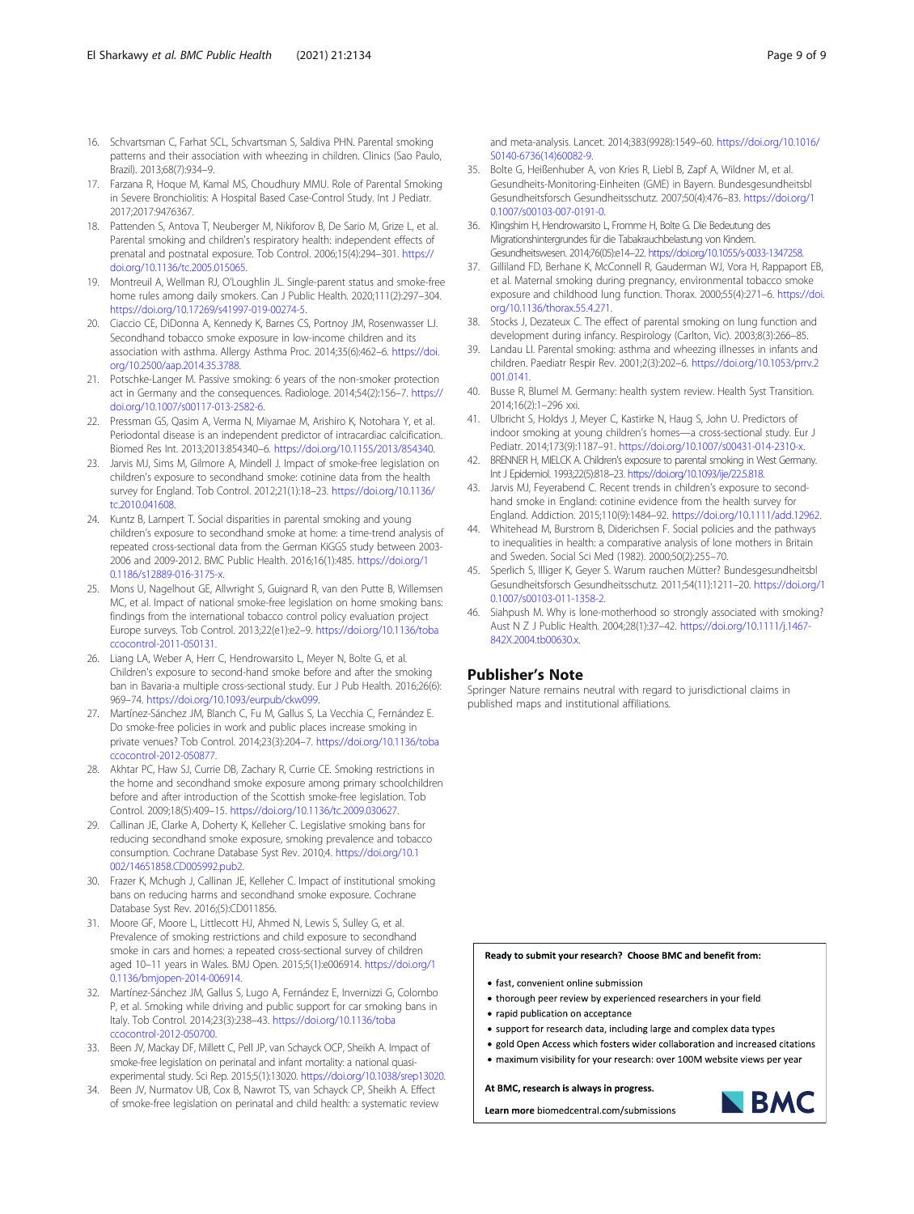16. Schvartsman C, Farhat SCL, Schvartsman S, Saldiva PHN. Parental smoking patterns and their association with wheezing in children. Clinics (Sao Paulo, Brazil). 2013;68(7):934–9.
17. Farzana R, Hoque M, Kamal MS, Choudhury MMU. Role of Parental Smoking in Severe Bronchiolitis: A Hospital Based Case-Control Study. Int J Pediatr. 2017;2017:9476367.
18. Pattenden S, Antova T, Neuberger M, Nikiforov B, De Sario M, Grize L, et al. Parental smoking and children's respiratory health: independent effects of prenatal and postnatal exposure. Tob Control. 2006;15(4):294–301. https://doi.org/10.1136/tc.2005.015065.
19. Montreuil A, Wellman RJ, O'Loughlin JL. Single-parent status and smoke-free home rules among daily smokers. Can J Public Health. 2020;111(2):297–304. https://doi.org/10.17269/s41997-019-00274-5.
20. Ciaccio CE, DiDonna A, Kennedy K, Barnes CS, Portnoy JM, Rosenwasser LJ. Secondhand tobacco smoke exposure in low-income children and its association with asthma. Allergy Asthma Proc. 2014;35(6):462–6. https://doi.org/10.2500/aap.2014.35.3788.
21. Potschke-Langer M. Passive smoking: 6 years of the non-smoker protection act in Germany and the consequences. Radiologe. 2014;54(2):156–7. https://doi.org/10.1007/s00117-013-2582-6.
22. Pressman GS, Qasim A, Verma N, Miyamae M, Arishiro K, Notohara Y, et al. Periodontal disease is an independent predictor of intracardiac calcification. Biomed Res Int. 2013;2013:854340–6. https://doi.org/10.1155/2013/854340.
23. Jarvis MJ, Sims M, Gilmore A, Mindell J. Impact of smoke-free legislation on children's exposure to secondhand smoke: cotinine data from the health survey for England. Tob Control. 2012;21(1):18–23. https://doi.org/10.1136/tc.2010.041608.
24. Kuntz B, Lampert T. Social disparities in parental smoking and young children's exposure to secondhand smoke at home: a time-trend analysis of repeated cross-sectional data from the German KiGGS study between 2003-2006 and 2009-2012. BMC Public Health. 2016;16(1):485. https://doi.org/10.1186/s12889-016-3175-x.
25. Mons U, Nagelhout GE, Allwright S, Guignard R, van den Putte B, Willemsen MC, et al. Impact of national smoke-free legislation on home smoking bans: findings from the international tobacco control policy evaluation project Europe surveys. Tob Control. 2013;22(e1):e2–9. https://doi.org/10.1136/tobaccocontrol-2011-050131.
26. Liang LA, Weber A, Herr C, Hendrowarsito L, Meyer N, Bolte G, et al. Children's exposure to second-hand smoke before and after the smoking ban in Bavaria-a multiple cross-sectional study. Eur J Pub Health. 2016;26(6):969–74. https://doi.org/10.1093/eurpub/ckw099.
27. Martínez-Sánchez JM, Blanch C, Fu M, Gallus S, La Vecchia C, Fernández E. Do smoke-free policies in work and public places increase smoking in private venues? Tob Control. 2014;23(3):204–7. https://doi.org/10.1136/tobaccocontrol-2012-050877.
28. Akhtar PC, Haw SJ, Currie DB, Zachary R, Currie CE. Smoking restrictions in the home and secondhand smoke exposure among primary schoolchildren before and after introduction of the Scottish smoke-free legislation. Tob Control. 2009;18(5):409–15. https://doi.org/10.1136/tc.2009.030627.
29. Callinan JE, Clarke A, Doherty K, Kelleher C. Legislative smoking bans for reducing secondhand smoke exposure, smoking prevalence and tobacco consumption. Cochrane Database Syst Rev. 2010;4. https://doi.org/10.1002/14651858.CD005992.pub2.
30. Frazer K, Mchugh J, Callinan JE, Kelleher C. Impact of institutional smoking bans on reducing harms and secondhand smoke exposure. Cochrane Database Syst Rev. 2016;(5):CD011856.
31. Moore GF, Moore L, Littlecott HJ, Ahmed N, Lewis S, Sulley G, et al. Prevalence of smoking restrictions and child exposure to secondhand smoke in cars and homes: a repeated cross-sectional survey of children aged 10–11 years in Wales. BMJ Open. 2015;5(1):e006914. https://doi.org/10.1136/bmjopen-2014-006914.
32. Martínez-Sánchez JM, Gallus S, Lugo A, Fernández E, Invernizzi G, Colombo P, et al. Smoking while driving and public support for car smoking bans in Italy. Tob Control. 2014;23(3):238–43. https://doi.org/10.1136/tobaccocontrol-2012-050700.
33. Been JV, Mackay DF, Millett C, Pell JP, van Schayck OCP, Sheikh A. Impact of smoke-free legislation on perinatal and infant mortality: a national quasi-experimental study. Sci Rep. 2015;5(1):13020. https://doi.org/10.1038/srep13020.
34. Been JV, Nurmatov UB, Cox B, Nawrot TS, van Schayck CP, Sheikh A. Effect of smoke-free legislation on perinatal and child health: a systematic review and meta-analysis. Lancet. 2014;383(9928):1549–60. https://doi.org/10.1016/S0140-6736(14)60082-9.
35. Bolte G, Heißenhuber A, von Kries R, Liebl B, Zapf A, Wildner M, et al. Gesundheits-Monitoring-Einheiten (GME) in Bayern. Bundesgesundheitsbl Gesundheitsforsch Gesundheitsschutz. 2007;50(4):476–83. https://doi.org/10.1007/s00103-007-0191-0.
36. Klingshirn H, Hendrowarsito L, Fromme H, Bolte G. Die Bedeutung des Migrationshintergrundes für die Tabakrauchbelastung von Kindern. Gesundheitswesen. 2014;76(05):e14–22. https://doi.org/10.1055/s-0033-1347258.
37. Gilliland FD, Berhane K, McConnell R, Gauderman WJ, Vora H, Rappaport EB, et al. Maternal smoking during pregnancy, environmental tobacco smoke exposure and childhood lung function. Thorax. 2000;55(4):271–6. https://doi.org/10.1136/thorax.55.4.271.
38. Stocks J, Dezateux C. The effect of parental smoking on lung function and development during infancy. Respirology (Carlton, Vic). 2003;8(3):266–85.
39. Landau LI. Parental smoking: asthma and wheezing illnesses in infants and children. Paediatr Respir Rev. 2001;2(3):202–6. https://doi.org/10.1053/prrv.2001.0141.
40. Busse R, Blumel M. Germany: health system review. Health Syst Transition. 2014;16(2):1–296 xxi.
41. Ulbricht S, Holdys J, Meyer C, Kastirke N, Haug S, John U. Predictors of indoor smoking at young children's homes—a cross-sectional study. Eur J Pediatr. 2014;173(9):1187–91. https://doi.org/10.1007/s00431-014-2310-x.
42. BRENNER H, MIELCK A. Children's exposure to parental smoking in West Germany. Int J Epidemiol. 1993;22(5):818–23. https://doi.org/10.1093/ije/22.5.818.
43. Jarvis MJ, Feyerabend C. Recent trends in children's exposure to second-hand smoke in England: cotinine evidence from the health survey for England. Addiction. 2015;110(9):1484–92. https://doi.org/10.1111/add.12962.
44. Whitehead M, Burstrom B, Diderichsen F. Social policies and the pathways to inequalities in health: a comparative analysis of lone mothers in Britain and Sweden. Social Sci Med (1982). 2000;50(2):255–70.
45. Sperlich S, Illiger K, Geyer S. Warum rauchen Mütter? Bundesgesundheitsbl Gesundheitsforsch Gesundheitsschutz. 2011;54(11):1211–20. https://doi.org/10.1007/s00103-011-1358-2.
46. Siahpush M. Why is lone-motherhood so strongly associated with smoking? Aust N Z J Public Health. 2004;28(1):37–42. https://doi.org/10.1111/j.1467-842X.2004.tb00630.x.

## Publisher's Note

Springer Nature remains neutral with regard to jurisdictional claims in published maps and institutional affiliations.

**Ready to submit your research? Choose BMC and benefit from:**

- fast, convenient online submission
- thorough peer review by experienced researchers in your field
- rapid publication on acceptance
- support for research data, including large and complex data types
- gold Open Access which fosters wider collaboration and increased citations
- maximum visibility for your research: over 100M website views per year

**At BMC, research is always in progress.**

**Learn more** biomedcentral.com/submissions

BMC